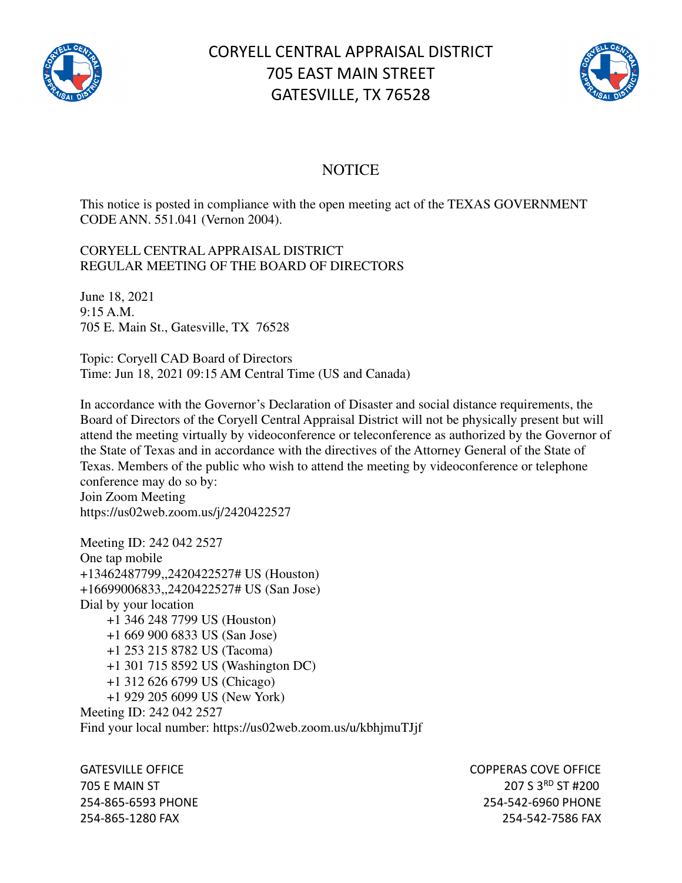# CORYELL CENTRAL APPRAISAL DISTRICT
# 705 EAST MAIN STREET
# GATESVILLE, TX 76528

## NOTICE

This notice is posted in compliance with the open meeting act of the TEXAS GOVERNMENT CODE ANN. 551.041 (Vernon 2004).

CORYELL CENTRAL APPRAISAL DISTRICT
REGULAR MEETING OF THE BOARD OF DIRECTORS

June 18, 2021
9:15 A.M.
705 E. Main St., Gatesville, TX 76528

Topic: Coryell CAD Board of Directors
Time: Jun 18, 2021 09:15 AM Central Time (US and Canada)

In accordance with the Governor's Declaration of Disaster and social distance requirements, the Board of Directors of the Coryell Central Appraisal District will not be physically present but will attend the meeting virtually by videoconference or teleconference as authorized by the Governor of the State of Texas and in accordance with the directives of the Attorney General of the State of Texas. Members of the public who wish to attend the meeting by videoconference or telephone conference may do so by:
Join Zoom Meeting
https://us02web.zoom.us/j/2420422527

Meeting ID: 242 042 2527
One tap mobile
+13462487799,,2420422527# US (Houston)
+16699006833,,2420422527# US (San Jose)
Dial by your location
 +1 346 248 7799 US (Houston)
 +1 669 900 6833 US (San Jose)
 +1 253 215 8782 US (Tacoma)
 +1 301 715 8592 US (Washington DC)
 +1 312 626 6799 US (Chicago)
 +1 929 205 6099 US (New York)
Meeting ID: 242 042 2527
Find your local number: https://us02web.zoom.us/u/kbhjmuTJjf

GATESVILLE OFFICE
705 E MAIN ST
254-865-6593 PHONE
254-865-1280 FAX

COPPERAS COVE OFFICE
207 S 3RD ST #200
254-542-6960 PHONE
254-542-7586 FAX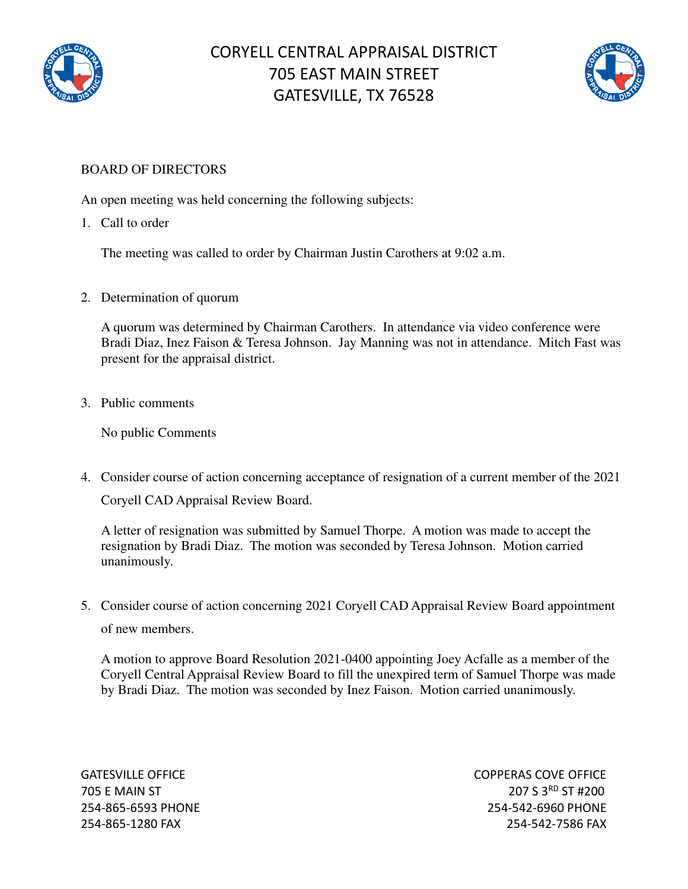# CORYELL CENTRAL APPRAISAL DISTRICT
# 705 EAST MAIN STREET
# GATESVILLE, TX 76528

BOARD OF DIRECTORS

An open meeting was held concerning the following subjects:

1. Call to order

   The meeting was called to order by Chairman Justin Carothers at 9:02 a.m.

2. Determination of quorum

   A quorum was determined by Chairman Carothers. In attendance via video conference were Bradi Diaz, Inez Faison & Teresa Johnson. Jay Manning was not in attendance. Mitch Fast was present for the appraisal district.

3. Public comments

   No public Comments

4. Consider course of action concerning acceptance of resignation of a current member of the 2021 Coryell CAD Appraisal Review Board.

   A letter of resignation was submitted by Samuel Thorpe. A motion was made to accept the resignation by Bradi Diaz. The motion was seconded by Teresa Johnson. Motion carried unanimously.

5. Consider course of action concerning 2021 Coryell CAD Appraisal Review Board appointment of new members.

   A motion to approve Board Resolution 2021-0400 appointing Joey Acfalle as a member of the Coryell Central Appraisal Review Board to fill the unexpired term of Samuel Thorpe was made by Bradi Diaz. The motion was seconded by Inez Faison. Motion carried unanimously.

GATESVILLE OFFICE
705 E MAIN ST
254-865-6593 PHONE
254-865-1280 FAX

COPPERAS COVE OFFICE
207 S 3RD ST #200
254-542-6960 PHONE
254-542-7586 FAX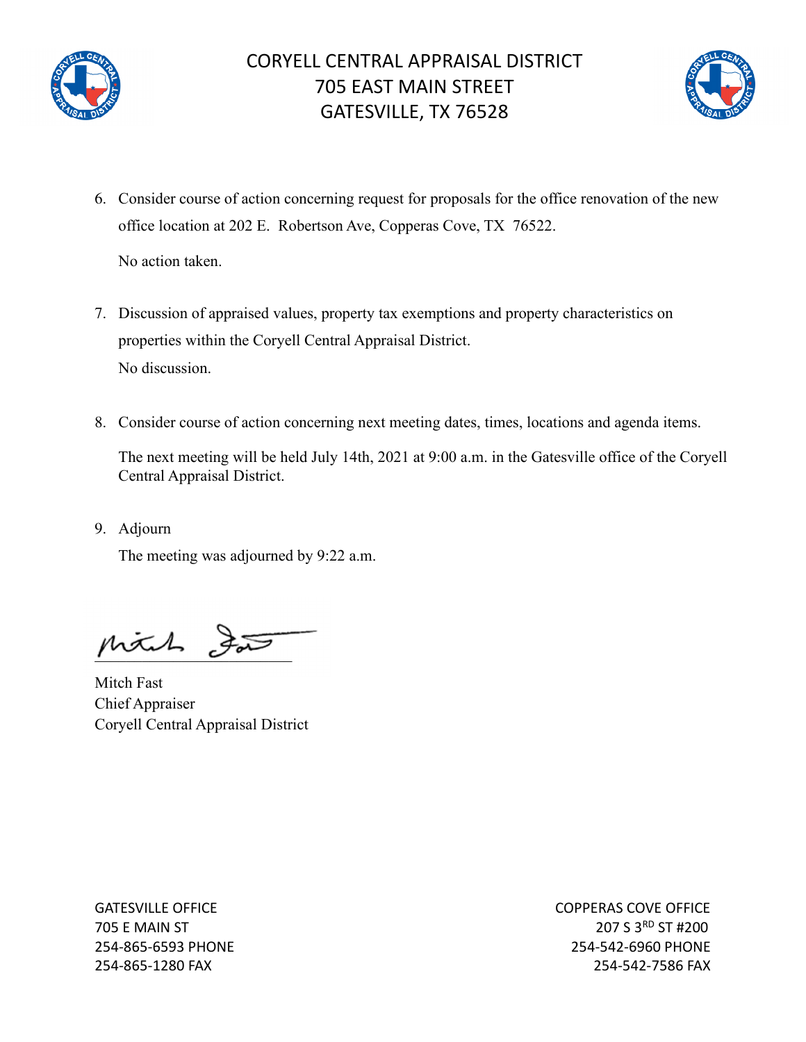# CORYELL CENTRAL APPRAISAL DISTRICT
705 EAST MAIN STREET
GATESVILLE, TX 76528

6. Consider course of action concerning request for proposals for the office renovation of the new office location at 202 E. Robertson Ave, Copperas Cove, TX 76522.

   No action taken.

7. Discussion of appraised values, property tax exemptions and property characteristics on properties within the Coryell Central Appraisal District.

   No discussion.

8. Consider course of action concerning next meeting dates, times, locations and agenda items.

   The next meeting will be held July 14th, 2021 at 9:00 a.m. in the Gatesville office of the Coryell Central Appraisal District.

9. Adjourn

   The meeting was adjourned by 9:22 a.m.

Mitch Fast
Chief Appraiser
Coryell Central Appraisal District

GATESVILLE OFFICE
705 E MAIN ST
254-865-6593 PHONE
254-865-1280 FAX

COPPERAS COVE OFFICE
207 S 3RD ST #200
254-542-6960 PHONE
254-542-7586 FAX